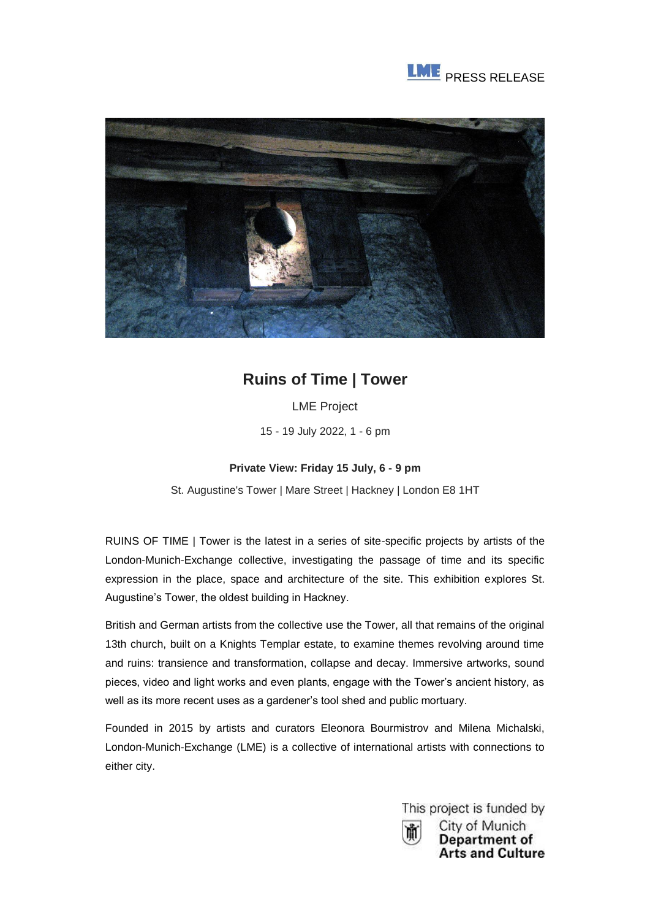LME PRESS RELEASE

# Ruins of Time | Tower

LME Project

15 - 19 July 2022, 1 - 6 pm

**Private View: Friday 15 July, 6 - 9 pm**

St. Augustine's Tower | Mare Street | Hackney | London E8 1HT

RUINS OF TIME | Tower is the latest in a series of site-specific projects by artists of the London-Munich-Exchange collective, investigating the passage of time and its specific expression in the place, space and architecture of the site. This exhibition explores St. Augustine's Tower, the oldest building in Hackney.

British and German artists from the collective use the Tower, all that remains of the original 13th church, built on a Knights Templar estate, to examine themes revolving around time and ruins: transience and transformation, collapse and decay. Immersive artworks, sound pieces, video and light works and even plants, engage with the Tower's ancient history, as well as its more recent uses as a gardener's tool shed and public mortuary.

Founded in 2015 by artists and curators Eleonora Bourmistrov and Milena Michalski, London-Munich-Exchange (LME) is a collective of international artists with connections to either city.

This project is funded by
City of Munich
**Department of Arts and Culture**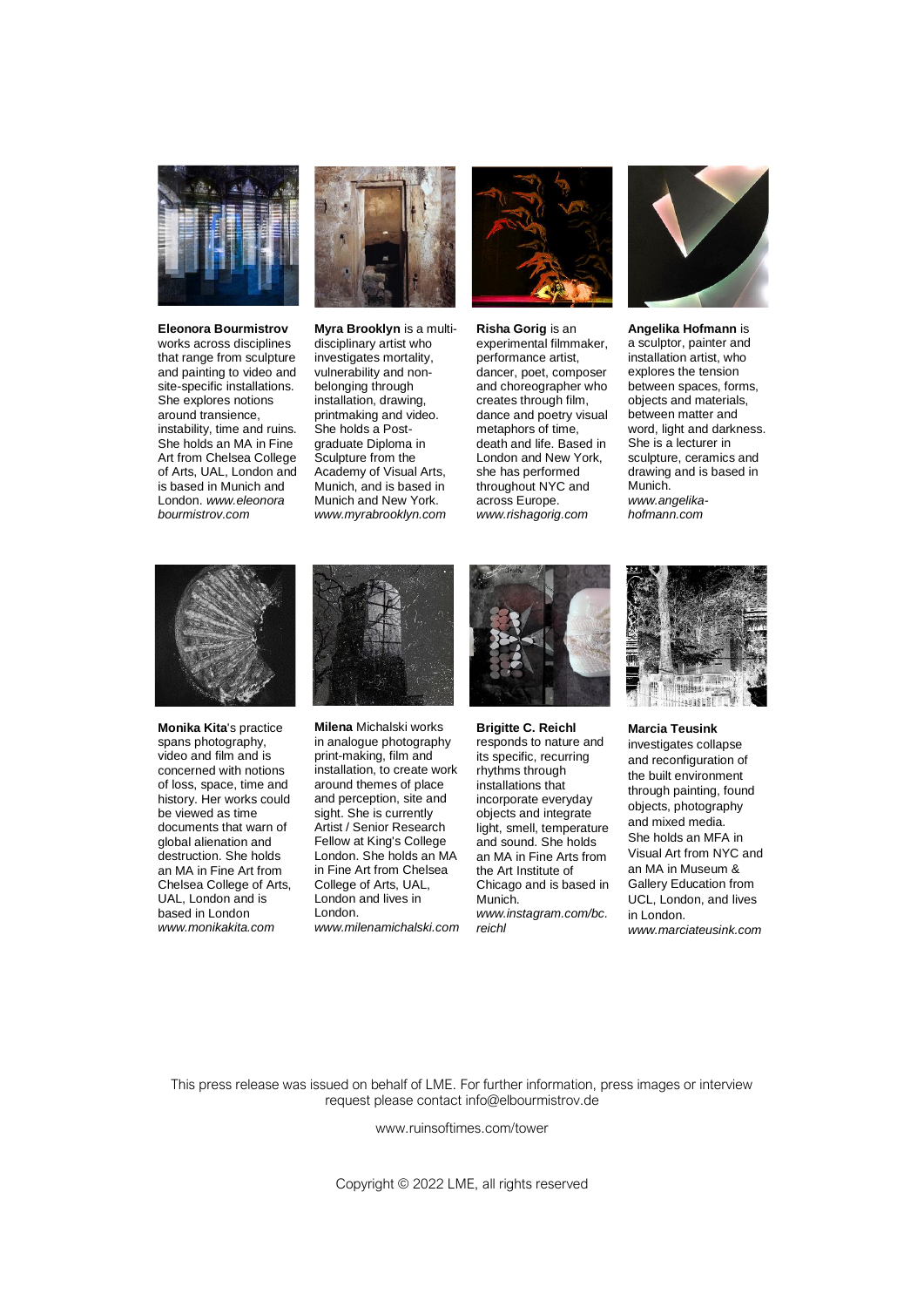**Eleonora Bourmistrov** works across disciplines that range from sculpture and painting to video and site-specific installations. She explores notions around transience, instability, time and ruins. She holds an MA in Fine Art from Chelsea College of Arts, UAL, London and is based in Munich and London. *www.eleonorabourmistrov.com*

**Myra Brooklyn** is a multi-disciplinary artist who investigates mortality, vulnerability and non-belonging through installation, drawing, printmaking and video. She holds a Post-graduate Diploma in Sculpture from the Academy of Visual Arts, Munich, and is based in Munich and New York. *www.myrabrooklyn.com*

**Risha Gorig** is an experimental filmmaker, performance artist, dancer, poet, composer and choreographer who creates through film, dance and poetry visual metaphors of time, death and life. Based in London and New York, she has performed throughout NYC and across Europe. *www.rishagorig.com*

**Angelika Hofmann** is a sculptor, painter and installation artist, who explores the tension between spaces, forms, objects and materials, between matter and word, light and darkness. She is a lecturer in sculpture, ceramics and drawing and is based in Munich. *www.angelika-hofmann.com*

**Monika Kita**'s practice spans photography, video and film and is concerned with notions of loss, space, time and history. Her works could be viewed as time documents that warn of global alienation and destruction. She holds an MA in Fine Art from Chelsea College of Arts, UAL, London and is based in London *www.monikakita.com*

**Milena** Michalski works in analogue photography print-making, film and installation, to create work around themes of place and perception, site and sight. She is currently Artist / Senior Research Fellow at King's College London. She holds an MA in Fine Art from Chelsea College of Arts, UAL, London and lives in London. *www.milenamichalski.com*

**Brigitte C. Reichl** responds to nature and its specific, recurring rhythms through installations that incorporate everyday objects and integrate light, smell, temperature and sound. She holds an MA in Fine Arts from the Art Institute of Chicago and is based in Munich. *www.instagram.com/bc.reichl*

**Marcia Teusink** investigates collapse and reconfiguration of the built environment through painting, found objects, photography and mixed media. She holds an MFA in Visual Art from NYC and an MA in Museum & Gallery Education from UCL, London, and lives in London. *www.marciateusink.com*

This press release was issued on behalf of LME. For further information, press images or interview request please contact info@elbourmistrov.de

www.ruinsoftimes.com/tower

Copyright © 2022 LME, all rights reserved